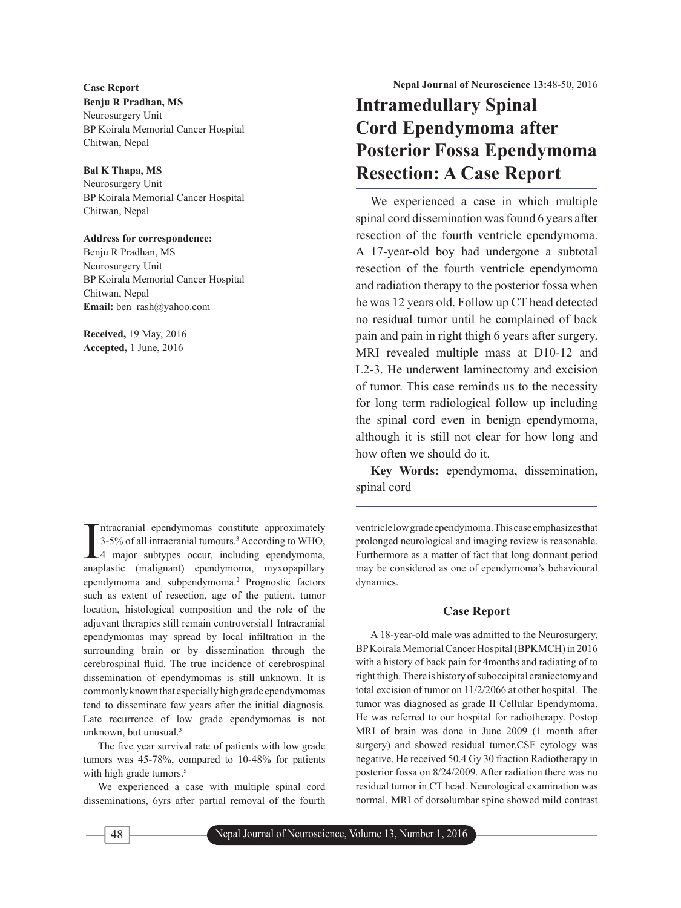Case Report

**Benju R Pradhan, MS**
Neurosurgery Unit
BP Koirala Memorial Cancer Hospital
Chitwan, Nepal

**Bal K Thapa, MS**
Neurosurgery Unit
BP Koirala Memorial Cancer Hospital
Chitwan, Nepal

**Address for correspondence:**
Benju R Pradhan, MS
Neurosurgery Unit
BP Koirala Memorial Cancer Hospital
Chitwan, Nepal
**Email:** ben_rash@yahoo.com

**Received,** 19 May, 2016
**Accepted,** 1 June, 2016

# Intramedullary Spinal Cord Ependymoma after Posterior Fossa Ependymoma Resection: A Case Report

We experienced a case in which multiple spinal cord dissemination was found 6 years after resection of the fourth ventricle ependymoma. A 17-year-old boy had undergone a subtotal resection of the fourth ventricle ependymoma and radiation therapy to the posterior fossa when he was 12 years old. Follow up CT head detected no residual tumor until he complained of back pain and pain in right thigh 6 years after surgery. MRI revealed multiple mass at D10-12 and L2-3. He underwent laminectomy and excision of tumor. This case reminds us to the necessity for long term radiological follow up including the spinal cord even in benign ependymoma, although it is still not clear for how long and how often we should do it.

**Key Words:** ependymoma, dissemination, spinal cord

Intracranial ependymomas constitute approximately 3-5% of all intracranial tumours.[3] According to WHO, 4 major subtypes occur, including ependymoma, anaplastic (malignant) ependymoma, myxopapillary ependymoma and subpendymoma.[2] Prognostic factors such as extent of resection, age of the patient, tumor location, histological composition and the role of the adjuvant therapies still remain controversial1 Intracranial ependymomas may spread by local infiltration in the surrounding brain or by dissemination through the cerebrospinal fluid. The true incidence of cerebrospinal dissemination of ependymomas is still unknown. It is commonly known that especially high grade ependymomas tend to disseminate few years after the initial diagnosis. Late recurrence of low grade ependymomas is not unknown, but unusual.[3]

The five year survival rate of patients with low grade tumors was 45-78%, compared to 10-48% for patients with high grade tumors.[5]

We experienced a case with multiple spinal cord disseminations, 6yrs after partial removal of the fourth ventricle low grade ependymoma. This case emphasizes that prolonged neurological and imaging review is reasonable. Furthermore as a matter of fact that long dormant period may be considered as one of ependymoma's behavioural dynamics.

## Case Report

A 18-year-old male was admitted to the Neurosurgery, BP Koirala Memorial Cancer Hospital (BPKMCH) in 2016 with a history of back pain for 4months and radiating of to right thigh. There is history of suboccipital craniectomy and total excision of tumor on 11/2/2066 at other hospital. The tumor was diagnosed as grade II Cellular Ependymoma. He was referred to our hospital for radiotherapy. Postop MRI of brain was done in June 2009 (1 month after surgery) and showed residual tumor.CSF cytology was negative. He received 50.4 Gy 30 fraction Radiotherapy in posterior fossa on 8/24/2009. After radiation there was no residual tumor in CT head. Neurological examination was normal. MRI of dorsolumbar spine showed mild contrast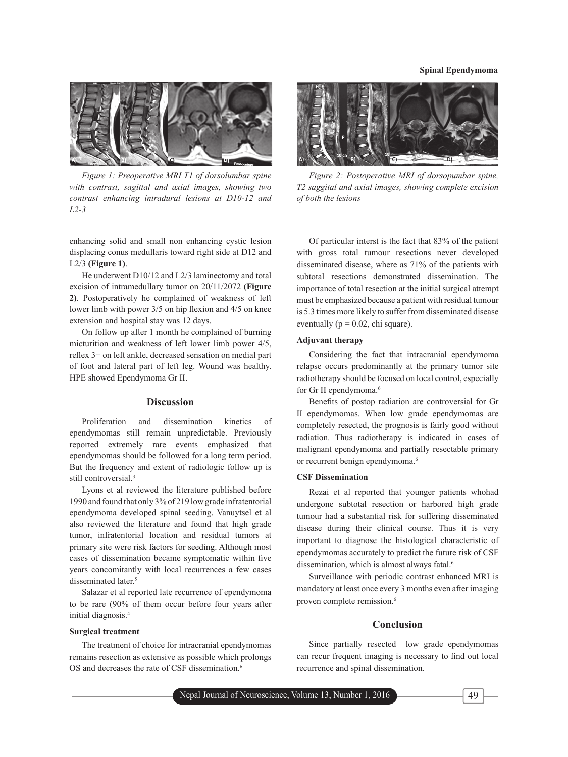Figure 1: Preoperative MRI T1 of dorsolumbar spine with contrast, sagittal and axial images, showing two contrast enhancing intradural lesions at D10-12 and L2-3

Figure 2: Postoperative MRI of dorsopumbar spine, T2 saggital and axial images, showing complete excision of both the lesions

enhancing solid and small non enhancing cystic lesion displacing conus medullaris toward right side at D12 and L2/3 **(Figure 1)**.

He underwent D10/12 and L2/3 laminectomy and total excision of intramedullary tumor on 20/11/2072 **(Figure 2)**. Postoperatively he complained of weakness of left lower limb with power 3/5 on hip flexion and 4/5 on knee extension and hospital stay was 12 days.

On follow up after 1 month he complained of burning micturition and weakness of left lower limb power 4/5, reflex 3+ on left ankle, decreased sensation on medial part of foot and lateral part of left leg. Wound was healthy. HPE showed Ependymoma Gr II.

## Discussion

Proliferation and dissemination kinetics of ependymomas still remain unpredictable. Previously reported extremely rare events emphasized that ependymomas should be followed for a long term period. But the frequency and extent of radiologic follow up is still controversial.[3]

Lyons et al reviewed the literature published before 1990 and found that only 3% of 219 low grade infratentorial ependymoma developed spinal seeding. Vanuytsel et al also reviewed the literature and found that high grade tumor, infratentorial location and residual tumors at primary site were risk factors for seeding. Although most cases of dissemination became symptomatic within five years concomitantly with local recurrences a few cases disseminated later.[5]

Salazar et al reported late recurrence of ependymoma to be rare (90% of them occur before four years after initial diagnosis.[4]

### Surgical treatment

The treatment of choice for intracranial ependymomas remains resection as extensive as possible which prolongs OS and decreases the rate of CSF dissemination.[6]

Of particular interst is the fact that 83% of the patient with gross total tumour resections never developed disseminated disease, where as 71% of the patients with subtotal resections demonstrated dissemination. The importance of total resection at the initial surgical attempt must be emphasized because a patient with residual tumour is 5.3 times more likely to suffer from disseminated disease eventually ($p = 0.02$, chi square).[1]

### Adjuvant therapy

Considering the fact that intracranial ependymoma relapse occurs predominantly at the primary tumor site radiotherapy should be focused on local control, especially for Gr II ependymoma.[6]

Benefits of postop radiation are controversial for Gr II ependymomas. When low grade ependymomas are completely resected, the prognosis is fairly good without radiation. Thus radiotherapy is indicated in cases of malignant ependymoma and partially resectable primary or recurrent benign ependymoma.[6]

### CSF Dissemination

Rezai et al reported that younger patients whohad undergone subtotal resection or harbored high grade tumour had a substantial risk for suffering disseminated disease during their clinical course. Thus it is very important to diagnose the histological characteristic of ependymomas accurately to predict the future risk of CSF dissemination, which is almost always fatal.[6]

Surveillance with periodic contrast enhanced MRI is mandatory at least once every 3 months even after imaging proven complete remission.[6]

## Conclusion

Since partially resected low grade ependymomas can recur frequent imaging is necessary to find out local recurrence and spinal dissemination.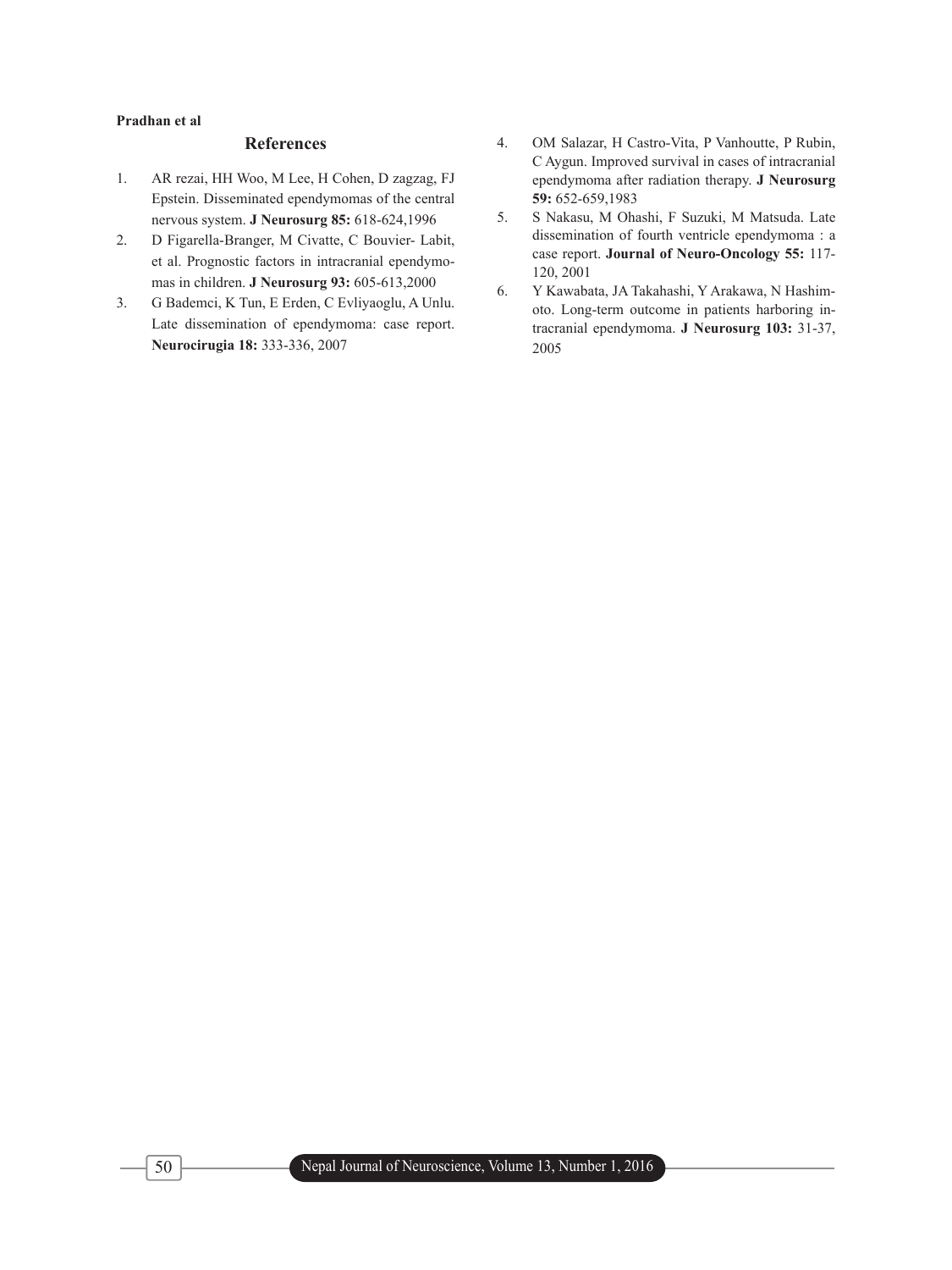## References

1. AR rezai, HH Woo, M Lee, H Cohen, D zagzag, FJ Epstein. Disseminated ependymomas of the central nervous system. **J Neurosurg 85:** 618-624,1996
2. D Figarella-Branger, M Civatte, C Bouvier- Labit, et al. Prognostic factors in intracranial ependymomas in children. **J Neurosurg 93:** 605-613,2000
3. G Bademci, K Tun, E Erden, C Evliyaoglu, A Unlu. Late dissemination of ependymoma: case report. **Neurocirugia 18:** 333-336, 2007
4. OM Salazar, H Castro-Vita, P Vanhoutte, P Rubin, C Aygun. Improved survival in cases of intracranial ependymoma after radiation therapy. **J Neurosurg 59:** 652-659,1983
5. S Nakasu, M Ohashi, F Suzuki, M Matsuda. Late dissemination of fourth ventricle ependymoma : a case report. **Journal of Neuro-Oncology 55:** 117-120, 2001
6. Y Kawabata, JA Takahashi, Y Arakawa, N Hashimoto. Long-term outcome in patients harboring intracranial ependymoma. **J Neurosurg 103:** 31-37, 2005